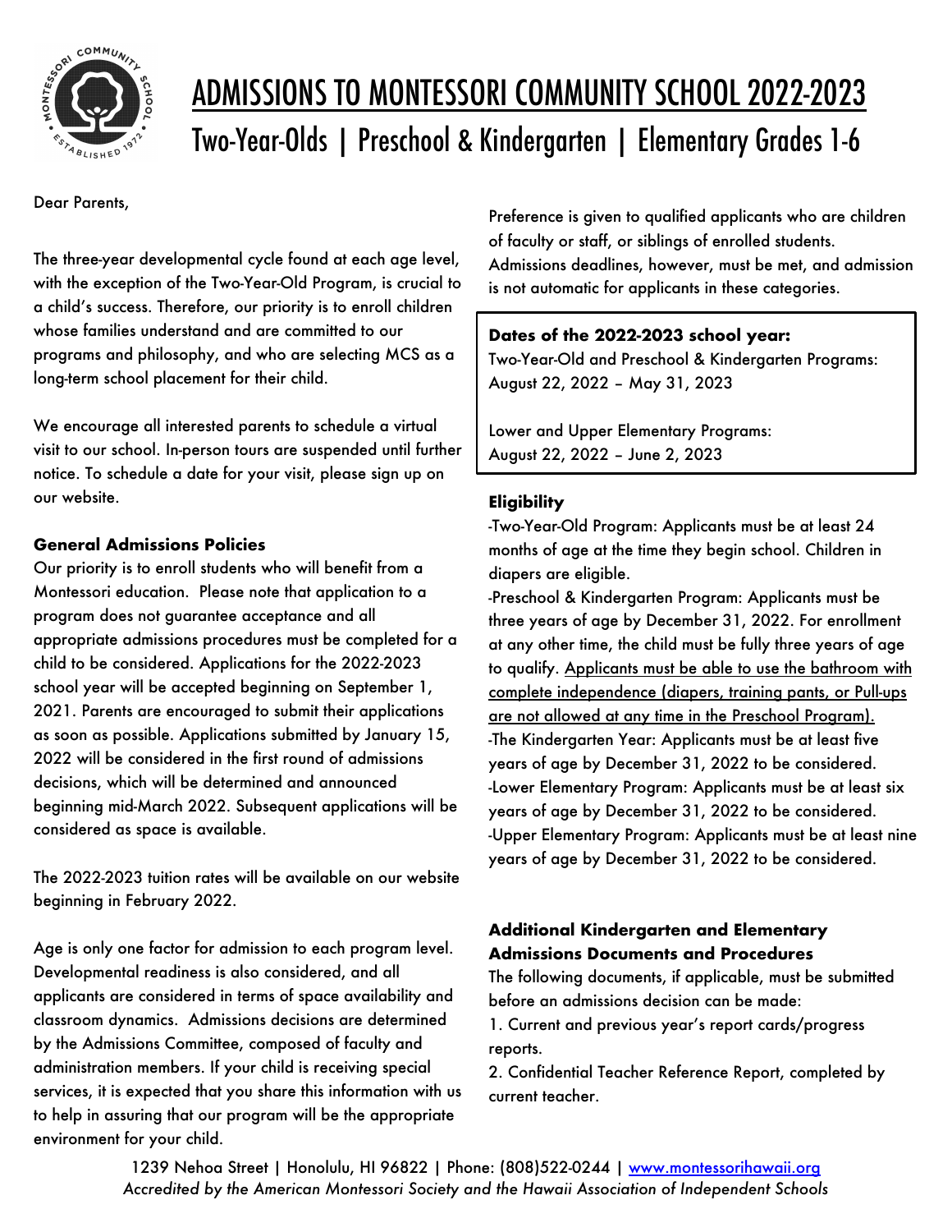# ADMISSIONS TO MONTESSORI COMMUNITY SCHOOL 2022-2023

## Two-Year-Olds | Preschool & Kindergarten | Elementary Grades 1-6

Dear Parents,

The three-year developmental cycle found at each age level, with the exception of the Two-Year-Old Program, is crucial to a child's success. Therefore, our priority is to enroll children whose families understand and are committed to our programs and philosophy, and who are selecting MCS as a long-term school placement for their child.

We encourage all interested parents to schedule a virtual visit to our school. In-person tours are suspended until further notice. To schedule a date for your visit, please sign up on our website.

**General Admissions Policies**

Our priority is to enroll students who will benefit from a Montessori education. Please note that application to a program does not guarantee acceptance and all appropriate admissions procedures must be completed for a child to be considered. Applications for the 2022-2023 school year will be accepted beginning on September 1, 2021. Parents are encouraged to submit their applications as soon as possible. Applications submitted by January 15, 2022 will be considered in the first round of admissions decisions, which will be determined and announced beginning mid-March 2022. Subsequent applications will be considered as space is available.

The 2022-2023 tuition rates will be available on our website beginning in February 2022.

Age is only one factor for admission to each program level. Developmental readiness is also considered, and all applicants are considered in terms of space availability and classroom dynamics. Admissions decisions are determined by the Admissions Committee, composed of faculty and administration members. If your child is receiving special services, it is expected that you share this information with us to help in assuring that our program will be the appropriate environment for your child.

Preference is given to qualified applicants who are children of faculty or staff, or siblings of enrolled students. Admissions deadlines, however, must be met, and admission is not automatic for applicants in these categories.

**Dates of the 2022-2023 school year:**
Two-Year-Old and Preschool & Kindergarten Programs: August 22, 2022 – May 31, 2023

Lower and Upper Elementary Programs: August 22, 2022 – June 2, 2023

**Eligibility**

-Two-Year-Old Program: Applicants must be at least 24 months of age at the time they begin school. Children in diapers are eligible.
-Preschool & Kindergarten Program: Applicants must be three years of age by December 31, 2022. For enrollment at any other time, the child must be fully three years of age to qualify. <u>Applicants must be able to use the bathroom with complete independence (diapers, training pants, or Pull-ups are not allowed at any time in the Preschool Program).</u>
-The Kindergarten Year: Applicants must be at least five years of age by December 31, 2022 to be considered.
-Lower Elementary Program: Applicants must be at least six years of age by December 31, 2022 to be considered.
-Upper Elementary Program: Applicants must be at least nine years of age by December 31, 2022 to be considered.

**Additional Kindergarten and Elementary Admissions Documents and Procedures**

The following documents, if applicable, must be submitted before an admissions decision can be made:

1. Current and previous year's report cards/progress reports.
2. Confidential Teacher Reference Report, completed by current teacher.

1239 Nehoa Street | Honolulu, HI 96822 | Phone: (808)522-0244 | www.montessorihawaii.org
*Accredited by the American Montessori Society and the Hawaii Association of Independent Schools*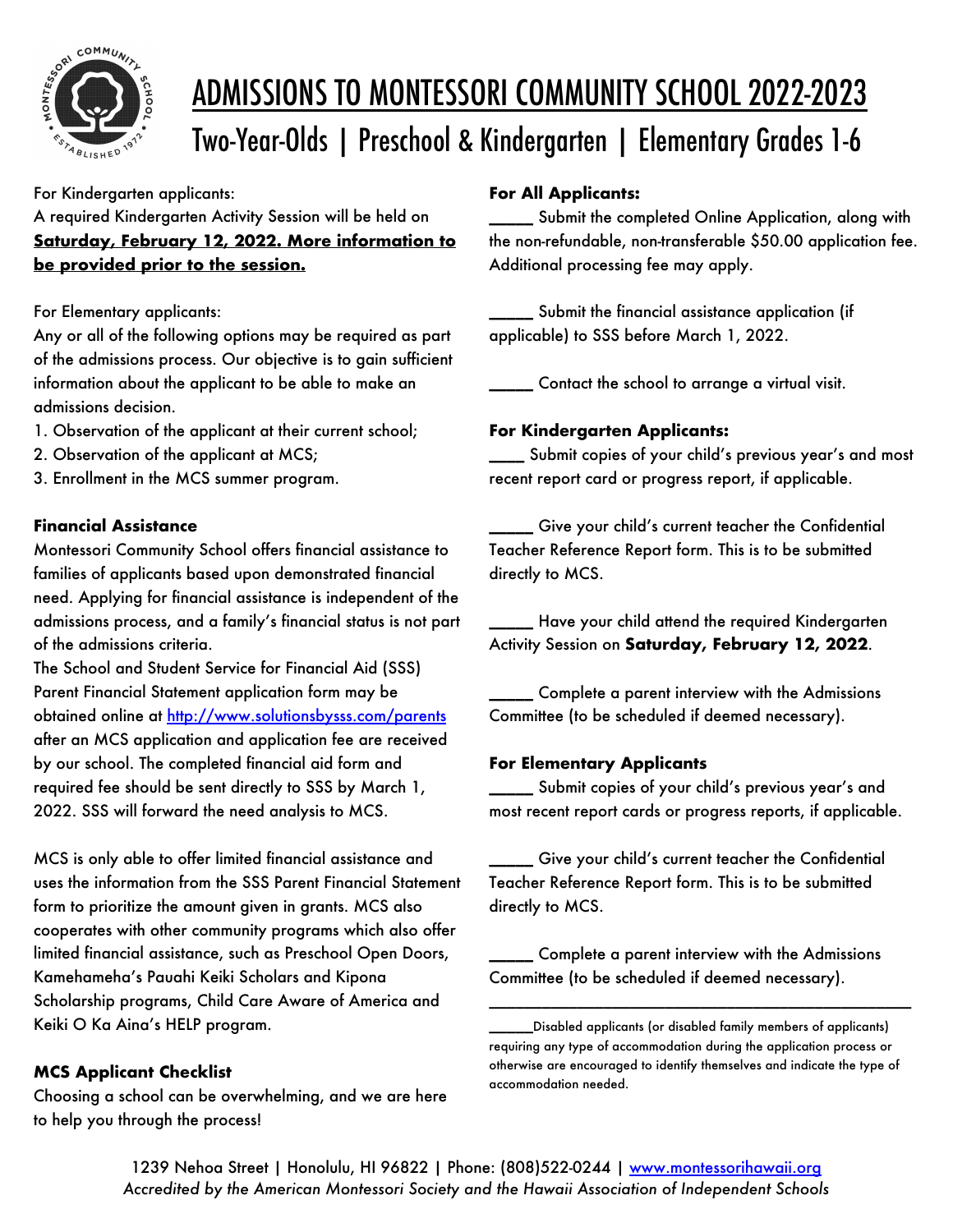# ADMISSIONS TO MONTESSORI COMMUNITY SCHOOL 2022-2023

## Two-Year-Olds | Preschool & Kindergarten | Elementary Grades 1-6

For Kindergarten applicants:
A required Kindergarten Activity Session will be held on **Saturday, February 12, 2022. More information to be provided prior to the session.**

For Elementary applicants:
Any or all of the following options may be required as part of the admissions process. Our objective is to gain sufficient information about the applicant to be able to make an admissions decision.

1. Observation of the applicant at their current school;
2. Observation of the applicant at MCS;
3. Enrollment in the MCS summer program.

**Financial Assistance**

Montessori Community School offers financial assistance to families of applicants based upon demonstrated financial need. Applying for financial assistance is independent of the admissions process, and a family's financial status is not part of the admissions criteria.

The School and Student Service for Financial Aid (SSS) Parent Financial Statement application form may be obtained online at http://www.solutionsbysss.com/parents after an MCS application and application fee are received by our school. The completed financial aid form and required fee should be sent directly to SSS by March 1, 2022. SSS will forward the need analysis to MCS.

MCS is only able to offer limited financial assistance and uses the information from the SSS Parent Financial Statement form to prioritize the amount given in grants. MCS also cooperates with other community programs which also offer limited financial assistance, such as Preschool Open Doors, Kamehameha's Pauahi Keiki Scholars and Kipona Scholarship programs, Child Care Aware of America and Keiki O Ka Aina's HELP program.

**MCS Applicant Checklist**

Choosing a school can be overwhelming, and we are here to help you through the process!

**For All Applicants:**

_____ Submit the completed Online Application, along with the non-refundable, non-transferable $50.00 application fee. Additional processing fee may apply.

_____ Submit the financial assistance application (if applicable) to SSS before March 1, 2022.

_____ Contact the school to arrange a virtual visit.

**For Kindergarten Applicants:**

____ Submit copies of your child's previous year's and most recent report card or progress report, if applicable.

_____ Give your child's current teacher the Confidential Teacher Reference Report form. This is to be submitted directly to MCS.

_____ Have your child attend the required Kindergarten Activity Session on **Saturday, February 12, 2022**.

_____ Complete a parent interview with the Admissions Committee (to be scheduled if deemed necessary).

**For Elementary Applicants**

_____ Submit copies of your child's previous year's and most recent report cards or progress reports, if applicable.

_____ Give your child's current teacher the Confidential Teacher Reference Report form. This is to be submitted directly to MCS.

_____ Complete a parent interview with the Admissions Committee (to be scheduled if deemed necessary).

______Disabled applicants (or disabled family members of applicants) requiring any type of accommodation during the application process or otherwise are encouraged to identify themselves and indicate the type of accommodation needed.

1239 Nehoa Street | Honolulu, HI 96822 | Phone: (808)522-0244 | www.montessorihawaii.org
*Accredited by the American Montessori Society and the Hawaii Association of Independent Schools*